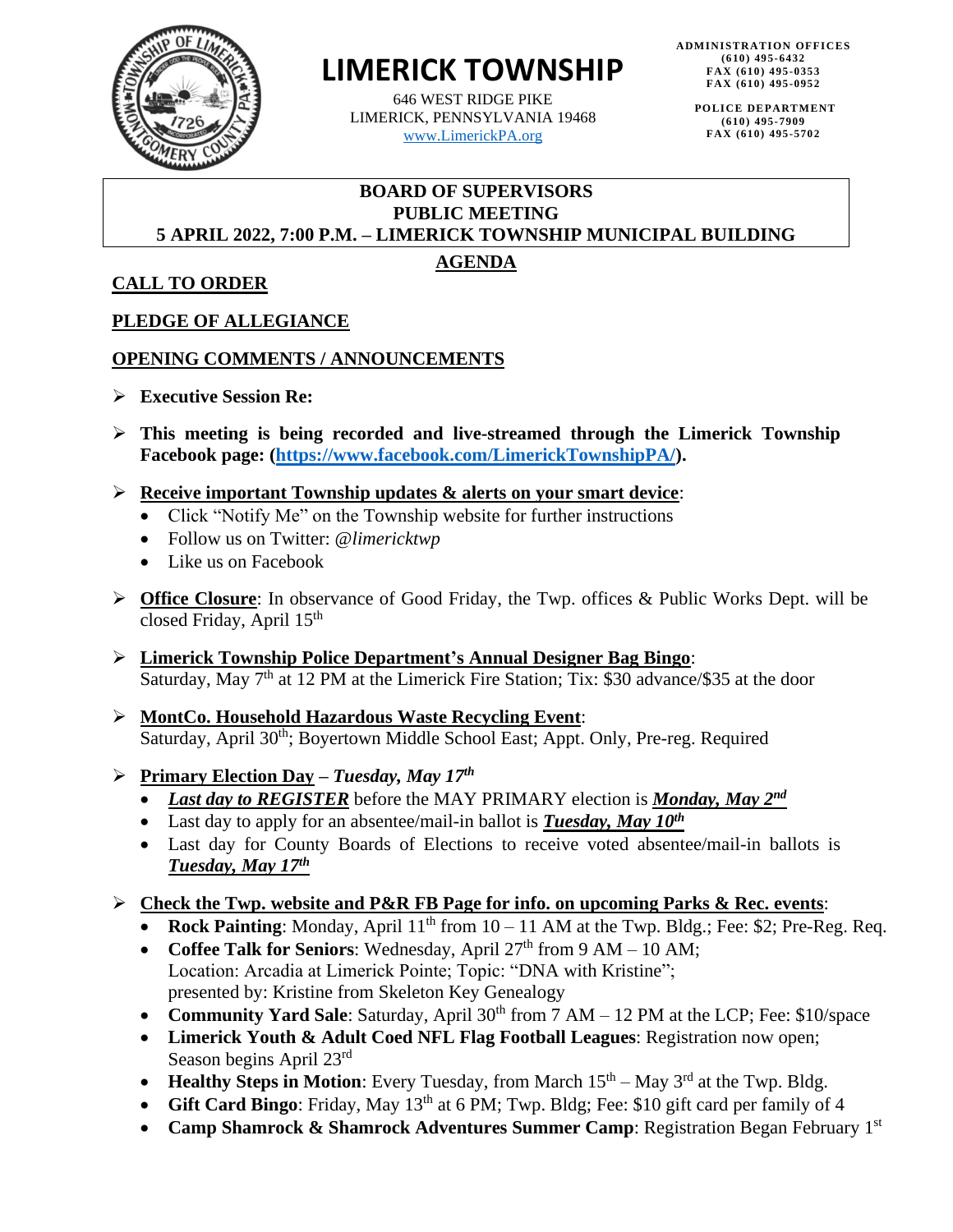# LIMERICK TOWNSHIP

646 WEST RIDGE PIKE
LIMERICK, PENNSYLVANIA 19468
www.LimerickPA.org

**ADMINISTRATION OFFICES**
**(610) 495-6432**
**FAX (610) 495-0353**
**FAX (610) 495-0952**

**POLICE DEPARTMENT**
**(610) 495-7909**
**FAX (610) 495-5702**

**BOARD OF SUPERVISORS**
**PUBLIC MEETING**
**5 APRIL 2022, 7:00 P.M. – LIMERICK TOWNSHIP MUNICIPAL BUILDING**

## AGENDA

## CALL TO ORDER

## PLEDGE OF ALLEGIANCE

## OPENING COMMENTS / ANNOUNCEMENTS

- **Executive Session Re:**
- **This meeting is being recorded and live-streamed through the Limerick Township Facebook page: (https://www.facebook.com/LimerickTownshipPA/).**
- **Receive important Township updates & alerts on your smart device**:
  - Click "Notify Me" on the Township website for further instructions
  - Follow us on Twitter: *@limericktwp*
  - Like us on Facebook
- **Office Closure**: In observance of Good Friday, the Twp. offices & Public Works Dept. will be closed Friday, April 15th
- **Limerick Township Police Department's Annual Designer Bag Bingo**: Saturday, May 7th at 12 PM at the Limerick Fire Station; Tix: $30 advance/$35 at the door
- **MontCo. Household Hazardous Waste Recycling Event**: Saturday, April 30th; Boyertown Middle School East; Appt. Only, Pre-reg. Required
- **Primary Election Day** – ***Tuesday, May 17th***
  - ***Last day to REGISTER*** before the MAY PRIMARY election is ***Monday, May 2nd***
  - Last day to apply for an absentee/mail-in ballot is ***Tuesday, May 10th***
  - Last day for County Boards of Elections to receive voted absentee/mail-in ballots is ***Tuesday, May 17th***
- **Check the Twp. website and P&R FB Page for info. on upcoming Parks & Rec. events**:
  - **Rock Painting**: Monday, April 11th from 10 – 11 AM at the Twp. Bldg.; Fee: $2; Pre-Reg. Req.
  - **Coffee Talk for Seniors**: Wednesday, April 27th from 9 AM – 10 AM; Location: Arcadia at Limerick Pointe; Topic: "DNA with Kristine"; presented by: Kristine from Skeleton Key Genealogy
  - **Community Yard Sale**: Saturday, April 30th from 7 AM – 12 PM at the LCP; Fee: $10/space
  - **Limerick Youth & Adult Coed NFL Flag Football Leagues**: Registration now open; Season begins April 23rd
  - **Healthy Steps in Motion**: Every Tuesday, from March 15th – May 3rd at the Twp. Bldg.
  - **Gift Card Bingo**: Friday, May 13th at 6 PM; Twp. Bldg; Fee: $10 gift card per family of 4
  - **Camp Shamrock & Shamrock Adventures Summer Camp**: Registration Began February 1st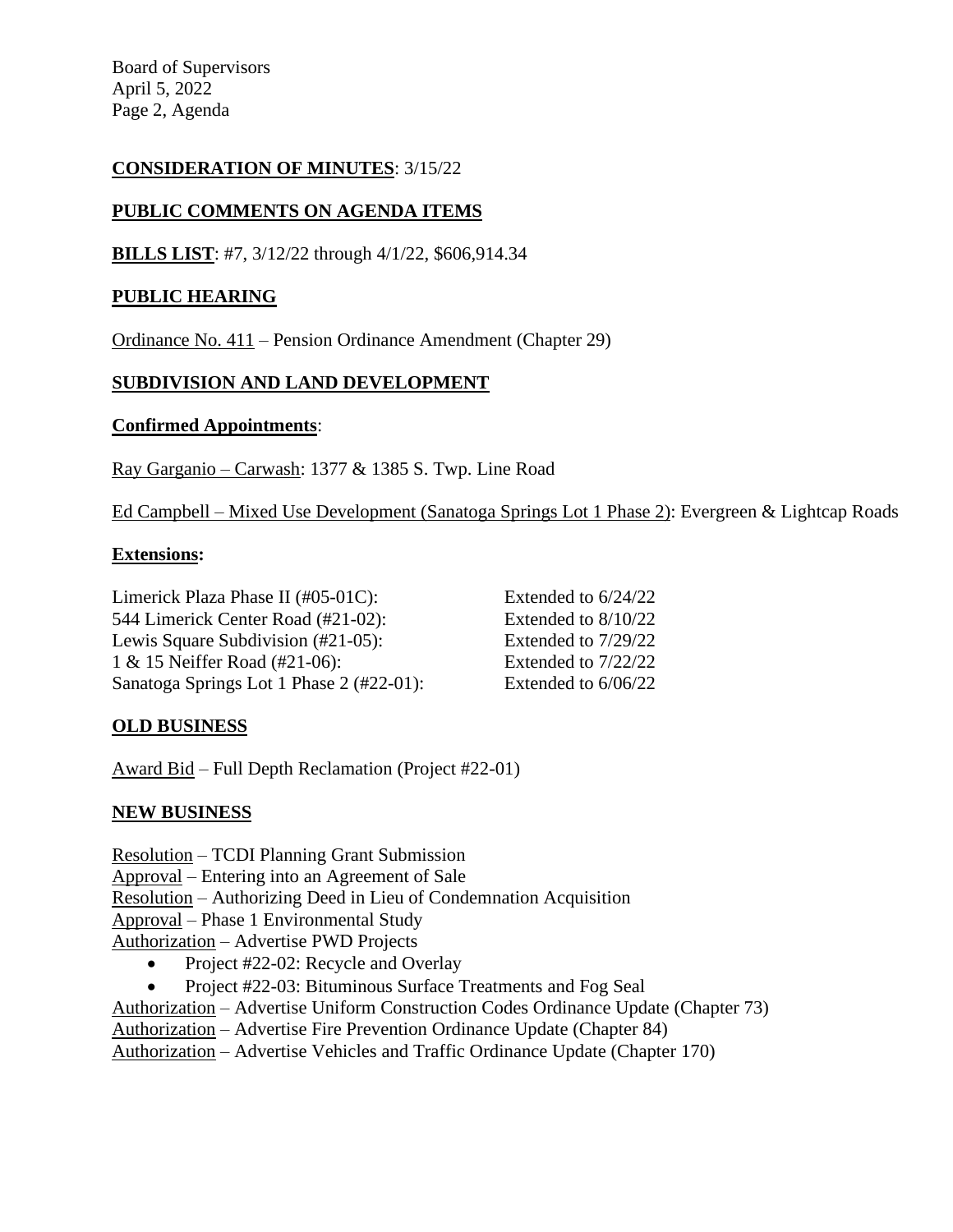**CONSIDERATION OF MINUTES**: 3/15/22

**PUBLIC COMMENTS ON AGENDA ITEMS**

**BILLS LIST**: #7, 3/12/22 through 4/1/22, $606,914.34

**PUBLIC HEARING**

Ordinance No. 411 – Pension Ordinance Amendment (Chapter 29)

**SUBDIVISION AND LAND DEVELOPMENT**

**Confirmed Appointments**:

Ray Garganio – Carwash: 1377 & 1385 S. Twp. Line Road

Ed Campbell – Mixed Use Development (Sanatoga Springs Lot 1 Phase 2): Evergreen & Lightcap Roads

**Extensions:**

| | |
|---|---|
| Limerick Plaza Phase II (#05-01C): | Extended to 6/24/22 |
| 544 Limerick Center Road (#21-02): | Extended to 8/10/22 |
| Lewis Square Subdivision (#21-05): | Extended to 7/29/22 |
| 1 & 15 Neiffer Road (#21-06): | Extended to 7/22/22 |
| Sanatoga Springs Lot 1 Phase 2 (#22-01): | Extended to 6/06/22 |

**OLD BUSINESS**

Award Bid – Full Depth Reclamation (Project #22-01)

**NEW BUSINESS**

Resolution – TCDI Planning Grant Submission
Approval – Entering into an Agreement of Sale
Resolution – Authorizing Deed in Lieu of Condemnation Acquisition
Approval – Phase 1 Environmental Study
Authorization – Advertise PWD Projects

- Project #22-02: Recycle and Overlay
- Project #22-03: Bituminous Surface Treatments and Fog Seal

Authorization – Advertise Uniform Construction Codes Ordinance Update (Chapter 73)
Authorization – Advertise Fire Prevention Ordinance Update (Chapter 84)
Authorization – Advertise Vehicles and Traffic Ordinance Update (Chapter 170)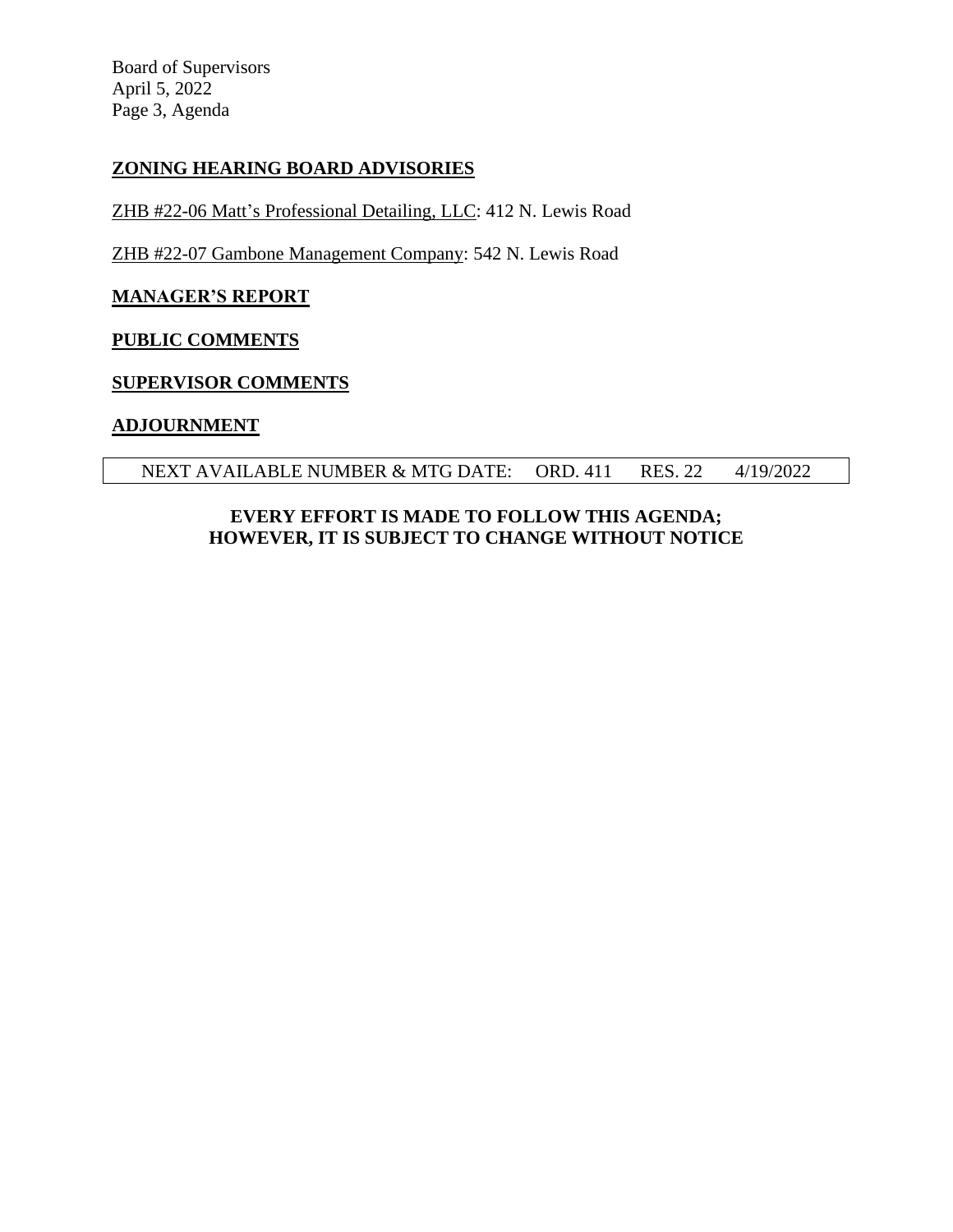## ZONING HEARING BOARD ADVISORIES

ZHB #22-06 Matt's Professional Detailing, LLC: 412 N. Lewis Road

ZHB #22-07 Gambone Management Company: 542 N. Lewis Road

## MANAGER'S REPORT

## PUBLIC COMMENTS

## SUPERVISOR COMMENTS

## ADJOURNMENT

| | | | |
|---|---|---|---|
| NEXT AVAILABLE NUMBER & MTG DATE: | ORD. 411 | RES. 22 | 4/19/2022 |

**EVERY EFFORT IS MADE TO FOLLOW THIS AGENDA; HOWEVER, IT IS SUBJECT TO CHANGE WITHOUT NOTICE**